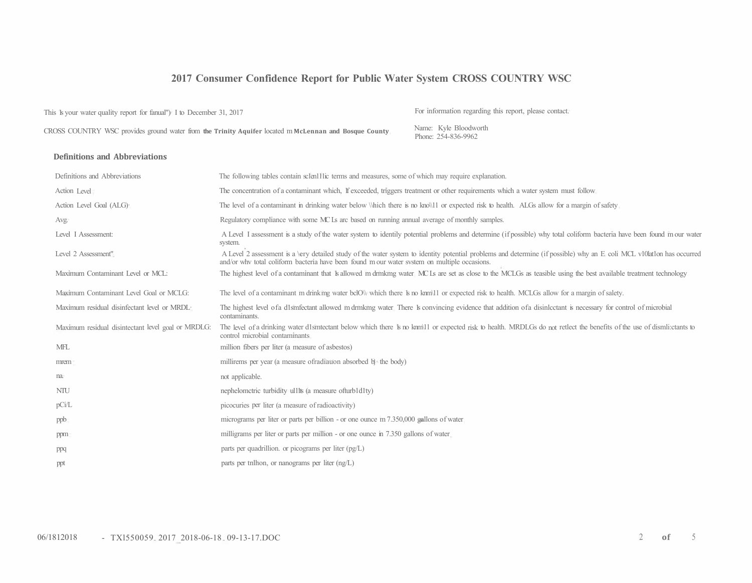# 2017 Consumer Confidence Report for Public Water System CROSS COUNTRY WSC

This is your water quality report for fanual") I to December 31, 2017

CROSS COUNTRY WSC provides ground water from **the Trinity Aquifer** located m **McLennan and Bosque County**

For information regarding this report, please contact.

Name: Kyle Bloodworth
Phone: 254-836-9962

## Definitions and Abbreviations

| Definitions and Abbreviations | The following tables contain sclen111c terms and measures, some of which may require explanation. |
|---|---|
| Action Level | The concentration of a contaminant which, If exceeded, triggers treatment or other requirements which a water system must follow |
| Action Level Goal (ALG) | The level of a contaminant in drinking water below \\hich there is no kno\\11 or expected risk to health. ALGs allow for a margin of safety |
| Avg. | Regulatory compliance with some MC Ls arc based on running annual average of monthly samples. |
| Level I Assessment: | A Level I assessment is a study of the water system to identily potential problems and determine (if possible) why total coliform bacteria have been found in our water system. |
| Level 2 Assessment" | A Level 2 assessment is a \ery detailed study of the water system to identity potential problems and determine (if possible) why an E coli MCL v10lat1on has occurred and/or whv total coliform bacteria have been found m our water svstem on multiple occasions. |
| Maximum Contaminant Level or MCL: | The highest level of a contaminant that is allowed m drmkmg water MC Ls are set as close to the MCLGs as teasible using the best available treatment technology |
| Maximum Contaminant Level Goal or MCLG: | The level of a contaminant m drinkmg water bclO\\ which there Is no knm\11 or expected risk to health. MCLGs allow for a margin of salety. |
| Maximum residual disinfectant level or MRDL | The highest level of a d1smfectant allowed m drmkmg water There Is convincing evidence that addition of a disinlcctant is necessary for control of microbial contaminants. |
| Maximum residual disintectant level goal or MRDLG: | The level of a drinking water d1smtectant below which there Is no knm\11 or expected risk to health. MRDLGs do not retlect the benefits of the use of dismli:ctants to control microbial contaminants |
| MFL | million fibers per liter (a measure of asbestos) |
| mrem | millirems per year (a measure ofradiauon absorbed b the body) |
| na | not applicable. |
| NTU | nephelomctric turbidity ul1ts (a measure ofturb1d1ty) |
| pCi/L | picocuries per liter (a measure of radioactivity) |
| ppb | micrograms per liter or parts per billion - or one ounce m 7.350,000 gallons of water |
| ppm | milligrams per liter or parts per million - or one ounce in 7.350 gallons of water |
| ppq | parts per quadrillion. or picograms per liter (pg/L) |
| ppt | parts per tnlhon, or nanograms per liter (ng/L) |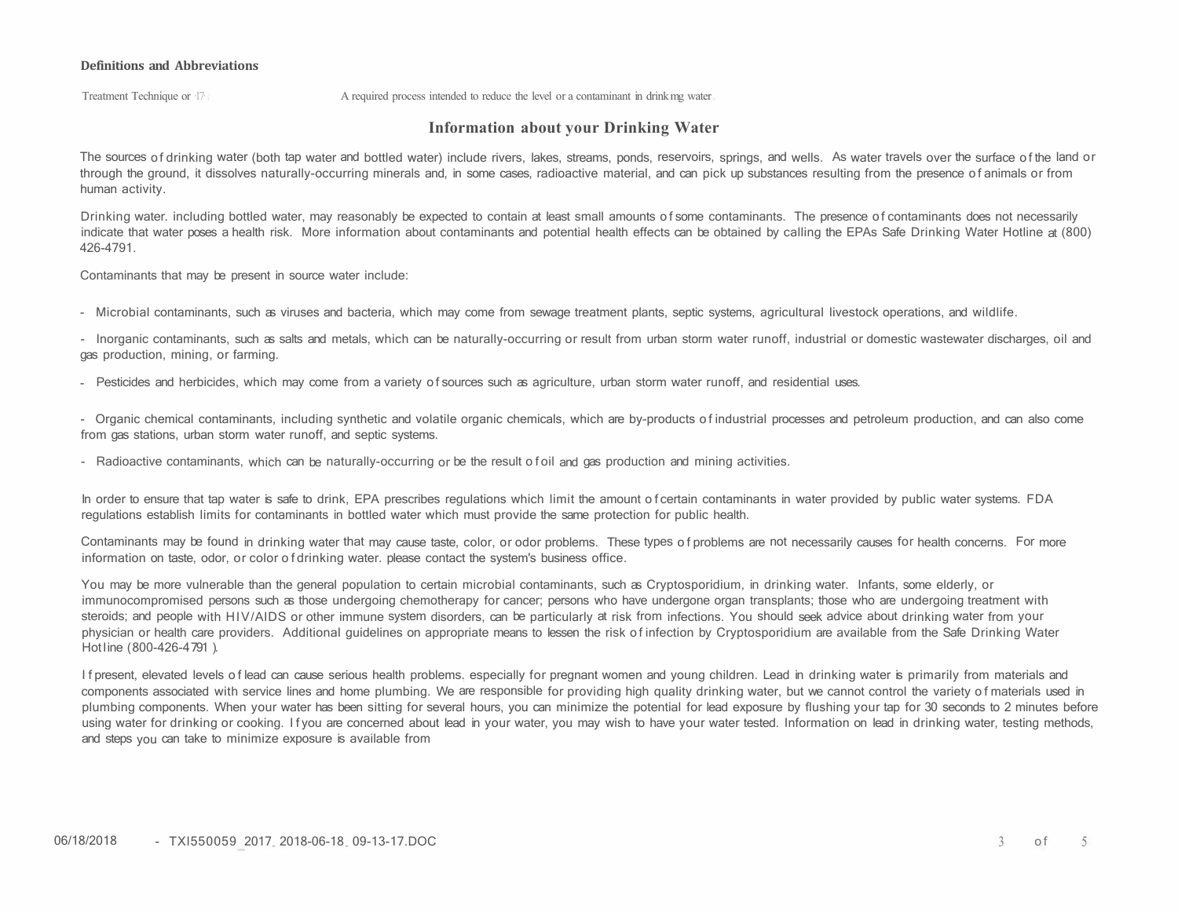### Definitions and Abbreviations

| | |
|---|---|
| Treatment Technique or TT | A required process intended to reduce the level or a contaminant in drinking water. |

## Information about your Drinking Water

The sources of drinking water (both tap water and bottled water) include rivers, lakes, streams, ponds, reservoirs, springs, and wells. As water travels over the surface of the land or through the ground, it dissolves naturally-occurring minerals and, in some cases, radioactive material, and can pick up substances resulting from the presence of animals or from human activity.

Drinking water. including bottled water, may reasonably be expected to contain at least small amounts of some contaminants. The presence of contaminants does not necessarily indicate that water poses a health risk. More information about contaminants and potential health effects can be obtained by calling the EPAs Safe Drinking Water Hotline at (800) 426-4791.

Contaminants that may be present in source water include:

- Microbial contaminants, such as viruses and bacteria, which may come from sewage treatment plants, septic systems, agricultural livestock operations, and wildlife.
- Inorganic contaminants, such as salts and metals, which can be naturally-occurring or result from urban storm water runoff, industrial or domestic wastewater discharges, oil and gas production, mining, or farming.
- Pesticides and herbicides, which may come from a variety of sources such as agriculture, urban storm water runoff, and residential uses.
- Organic chemical contaminants, including synthetic and volatile organic chemicals, which are by-products of industrial processes and petroleum production, and can also come from gas stations, urban storm water runoff, and septic systems.
- Radioactive contaminants, which can be naturally-occurring or be the result of oil and gas production and mining activities.

In order to ensure that tap water is safe to drink, EPA prescribes regulations which limit the amount of certain contaminants in water provided by public water systems. FDA regulations establish limits for contaminants in bottled water which must provide the same protection for public health.

Contaminants may be found in drinking water that may cause taste, color, or odor problems. These types of problems are not necessarily causes for health concerns. For more information on taste, odor, or color of drinking water. please contact the system's business office.

You may be more vulnerable than the general population to certain microbial contaminants, such as Cryptosporidium, in drinking water. Infants, some elderly, or immunocompromised persons such as those undergoing chemotherapy for cancer; persons who have undergone organ transplants; those who are undergoing treatment with steroids; and people with HIV/AIDS or other immune system disorders, can be particularly at risk from infections. You should seek advice about drinking water from your physician or health care providers. Additional guidelines on appropriate means to lessen the risk of infection by Cryptosporidium are available from the Safe Drinking Water Hotline (800-426-4791 ).

If present, elevated levels of lead can cause serious health problems. especially for pregnant women and young children. Lead in drinking water is primarily from materials and components associated with service lines and home plumbing. We are responsible for providing high quality drinking water, but we cannot control the variety of materials used in plumbing components. When your water has been sitting for several hours, you can minimize the potential for lead exposure by flushing your tap for 30 seconds to 2 minutes before using water for drinking or cooking. If you are concerned about lead in your water, you may wish to have your water tested. Information on lead in drinking water, testing methods, and steps you can take to minimize exposure is available from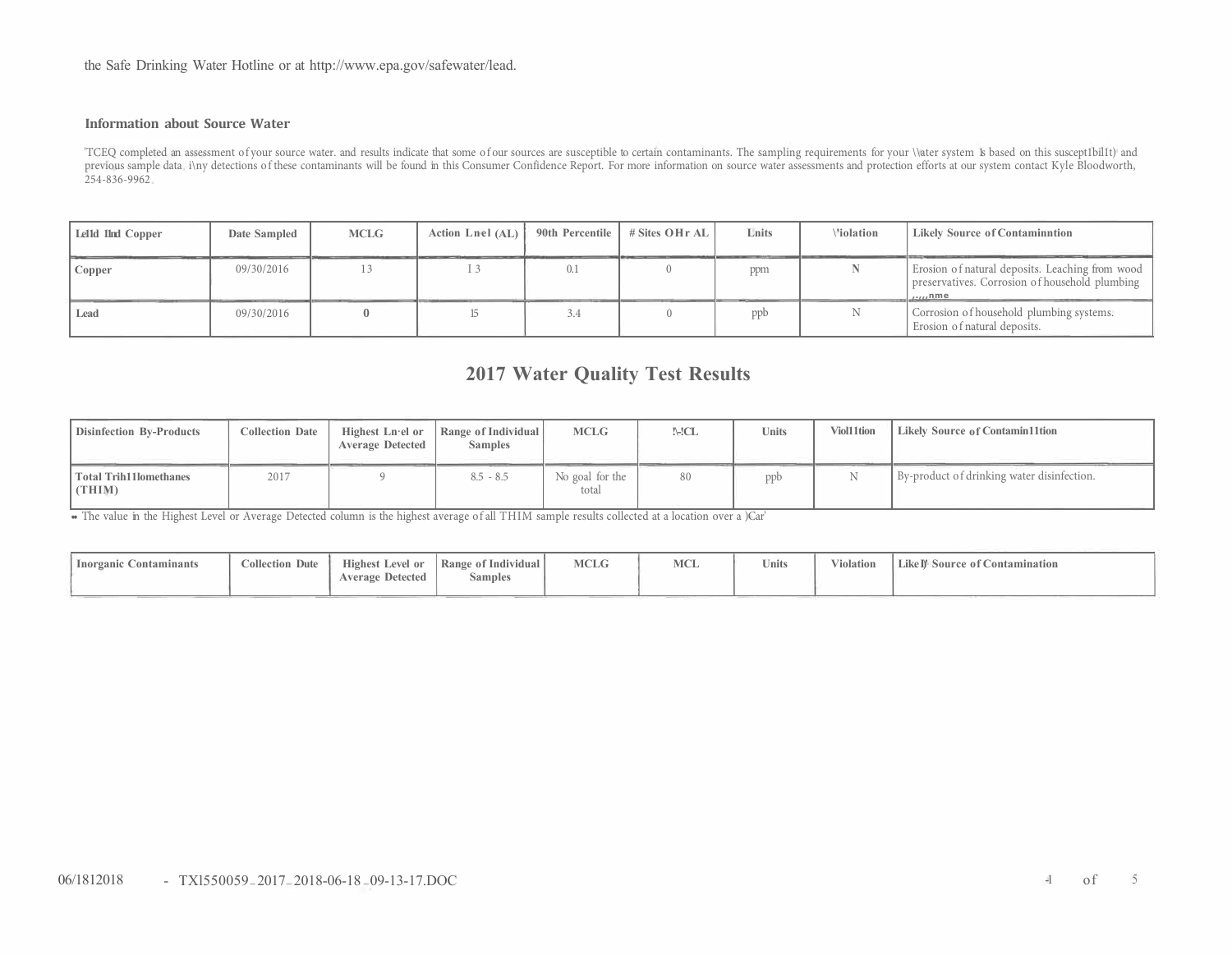the Safe Drinking Water Hotline or at http://www.epa.gov/safewater/lead.

### Information about Source Water

'TCEQ completed an assessment of your source water. and results indicate that some of our sources are susceptible to certain contaminants. The sampling requirements for your \\ater system Is based on this suscept1bil1t) and previous sample data. i\ny detections of these contaminants will be found in this Consumer Confidence Report. For more information on source water assessments and protection efforts at our system contact Kyle Bloodworth, 254-836-9962.

| Lelld llnd Copper | Date Sampled | MCLG | Action Lnel (AL) | 90th Percentile | # Sites OHr AL | Lnits | \'iolation | Likely Source of Contaminntion |
|---|---|---|---|---|---|---|---|---|
| **Copper** | 09/30/2016 | 13 | I 3 | 0.1 | 0 | ppm | N | Erosion of natural deposits. Leaching from wood preservatives. Corrosion of household plumbing systems |
| **Lead** | 09/30/2016 | 0 | 15 | 3.4 | 0 | ppb | N | Corrosion of household plumbing systems. Erosion of natural deposits. |

## 2017 Water Quality Test Results

| Disinfection By-Products | Collection Date | Highest Ln·el or Average Detected | Range of Individual Samples | MCLG | !\-!CL | Units | Viol11tion | Likely Source of Contamin11tion |
|---|---|---|---|---|---|---|---|---|
| **Total Trih11lomethanes (THIM)** | 2017 | 9 | 8.5 - 8.5 | No goal for the total | 80 | ppb | N | By-product of drinking water disinfection. |

• The value in the Highest Level or Average Detected column is the highest average of all THIM sample results collected at a location over a )Car'

| Inorganic Contaminants | Collection Dute | Highest Level or Average Detected | Range of Individual Samples | MCLG | MCL | Units | Violation | LikeI)' Source of Contamination |
|---|---|---|---|---|---|---|---|---|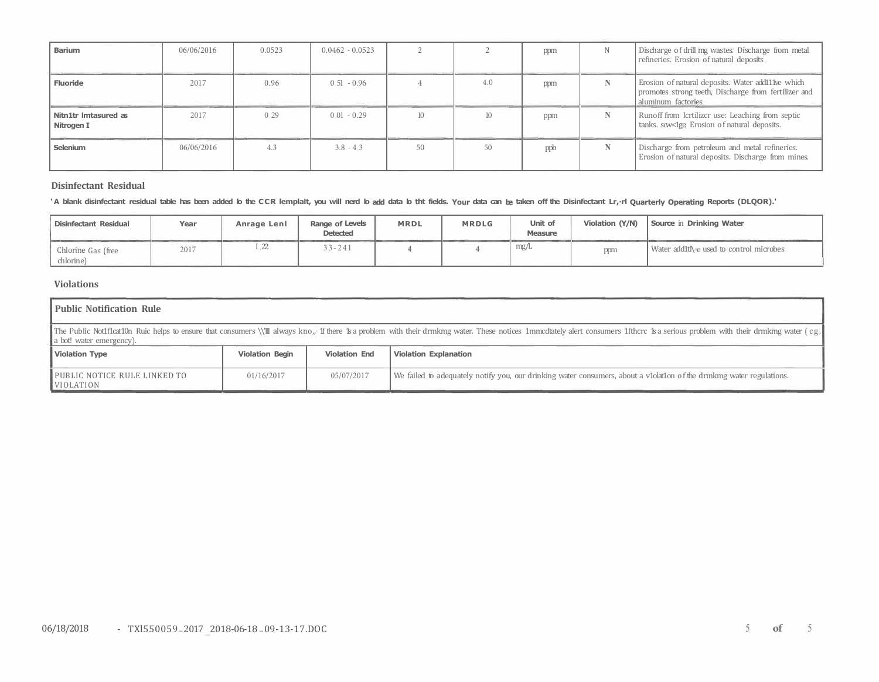| | | | | | | | | |
|---|---|---|---|---|---|---|---|---|
| **Barium** | 06/06/2016 | 0.0523 | 0.0462 - 0.0523 | 2 | 2 | ppm | N | Discharge of drill mg wastes. Discharge from metal refineries. Erosion of natural deposits. |
| **Fluoride** | 2017 | 0.96 | 0 51 - 0.96 | 4 | 4.0 | ppm | N | Erosion of natural deposits. Water add111ve which promotes strong teeth, Discharge from fertilizer and aluminum factories |
| **Nitn1tr lmtasured as Nitrogen I** | 2017 | 0 29 | 0 01 - 0.29 | 10 | 10 | ppm | N | Runoff from lcrtilizcr use: Leaching from septic tanks. scw<lge, Erosion of natural deposits. |
| **Selenium** | 06/06/2016 | 4.3 | 3.8 - 4 3 | 50 | 50 | ppb | N | Discharge from petroleum and metal refineries. Erosion of natural deposits. Discharge from mines. |

### Disinfectant Residual

**'A blank disinfectant residual table has been added lo the CCR lemplalt, you will nerd lo add data lo tht fields. Your data can be taken off the Disinfectant Lr,·rl Quarterly Operating Reports (DLQOR).'**

| Disinfectant Residual | Year | Anrage Lenl | Range of Levels Detected | MRDL | MRDLG | Unit of Measure | Violation (Y/N) | Source in Drinking Water |
|---|---|---|---|---|---|---|---|---|
| Chlorine Gas (free chlorine) | 2017 | I 22 | 33 - 241 | 4 | 4 | mg/L | ppm | Water add1tl\e used to control microbes |

### Violations

| Public Notification Rule | | | |
|---|---|---|---|
| The Public Not1f1cat10n Ruic helps to ensure that consumers \\'lll always kno,, 1f there 1s a problem with their drmkmg water. These notices 1mmcdtately alert consumers 1fthcrc 1s a serious problem with their drmkmg water (cg. a bot! water emergency). | | | |
| **Violation Type** | **Violation Begin** | **Violation End** | **Violation Explanation** |
| PUBLIC NOTICE RULE LINKED TO VIOLATION | 01/16/2017 | 05/07/2017 | We failed to adequately notify you, our drinking water consumers, about a v1olat1on of the drmkmg water regulations. |

06/18/2018 - TXl550059_2017_2018-06-18_09-13-17.DOC